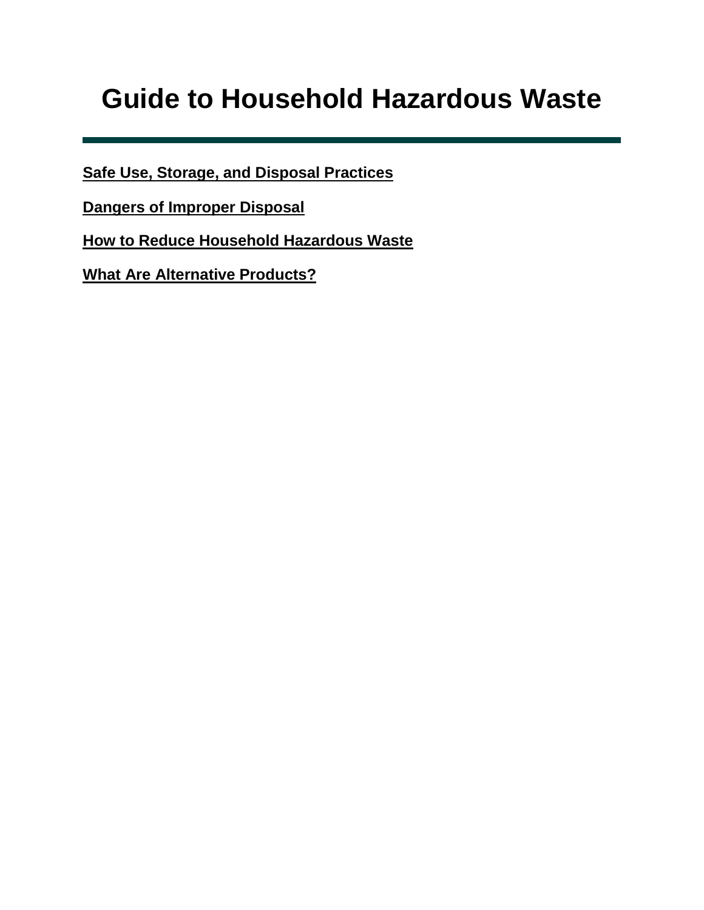# Guide to Household Hazardous Waste

---

**Safe Use, Storage, and Disposal Practices**

**Dangers of Improper Disposal**

**How to Reduce Household Hazardous Waste**

**What Are Alternative Products?**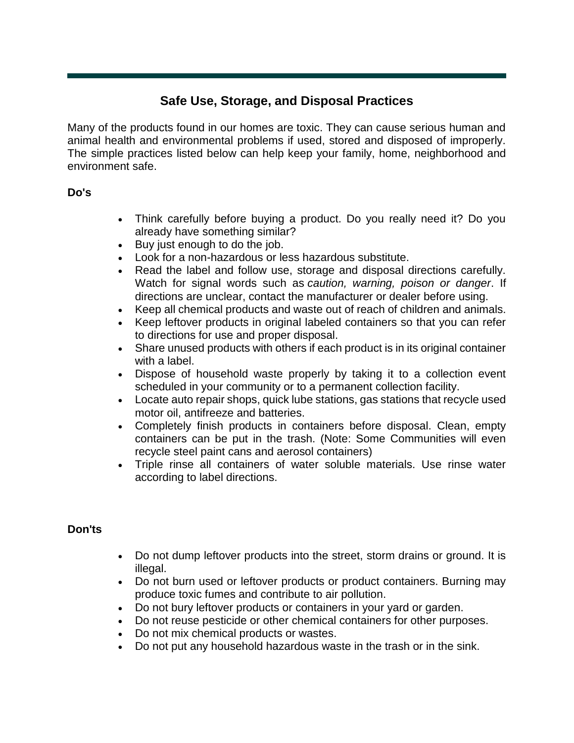## Safe Use, Storage, and Disposal Practices

Many of the products found in our homes are toxic. They can cause serious human and animal health and environmental problems if used, stored and disposed of improperly. The simple practices listed below can help keep your family, home, neighborhood and environment safe.

**Do's**

- Think carefully before buying a product. Do you really need it? Do you already have something similar?
- Buy just enough to do the job.
- Look for a non-hazardous or less hazardous substitute.
- Read the label and follow use, storage and disposal directions carefully. Watch for signal words such as *caution, warning, poison or danger*. If directions are unclear, contact the manufacturer or dealer before using.
- Keep all chemical products and waste out of reach of children and animals.
- Keep leftover products in original labeled containers so that you can refer to directions for use and proper disposal.
- Share unused products with others if each product is in its original container with a label.
- Dispose of household waste properly by taking it to a collection event scheduled in your community or to a permanent collection facility.
- Locate auto repair shops, quick lube stations, gas stations that recycle used motor oil, antifreeze and batteries.
- Completely finish products in containers before disposal. Clean, empty containers can be put in the trash. (Note: Some Communities will even recycle steel paint cans and aerosol containers)
- Triple rinse all containers of water soluble materials. Use rinse water according to label directions.

**Don'ts**

- Do not dump leftover products into the street, storm drains or ground. It is illegal.
- Do not burn used or leftover products or product containers. Burning may produce toxic fumes and contribute to air pollution.
- Do not bury leftover products or containers in your yard or garden.
- Do not reuse pesticide or other chemical containers for other purposes.
- Do not mix chemical products or wastes.
- Do not put any household hazardous waste in the trash or in the sink.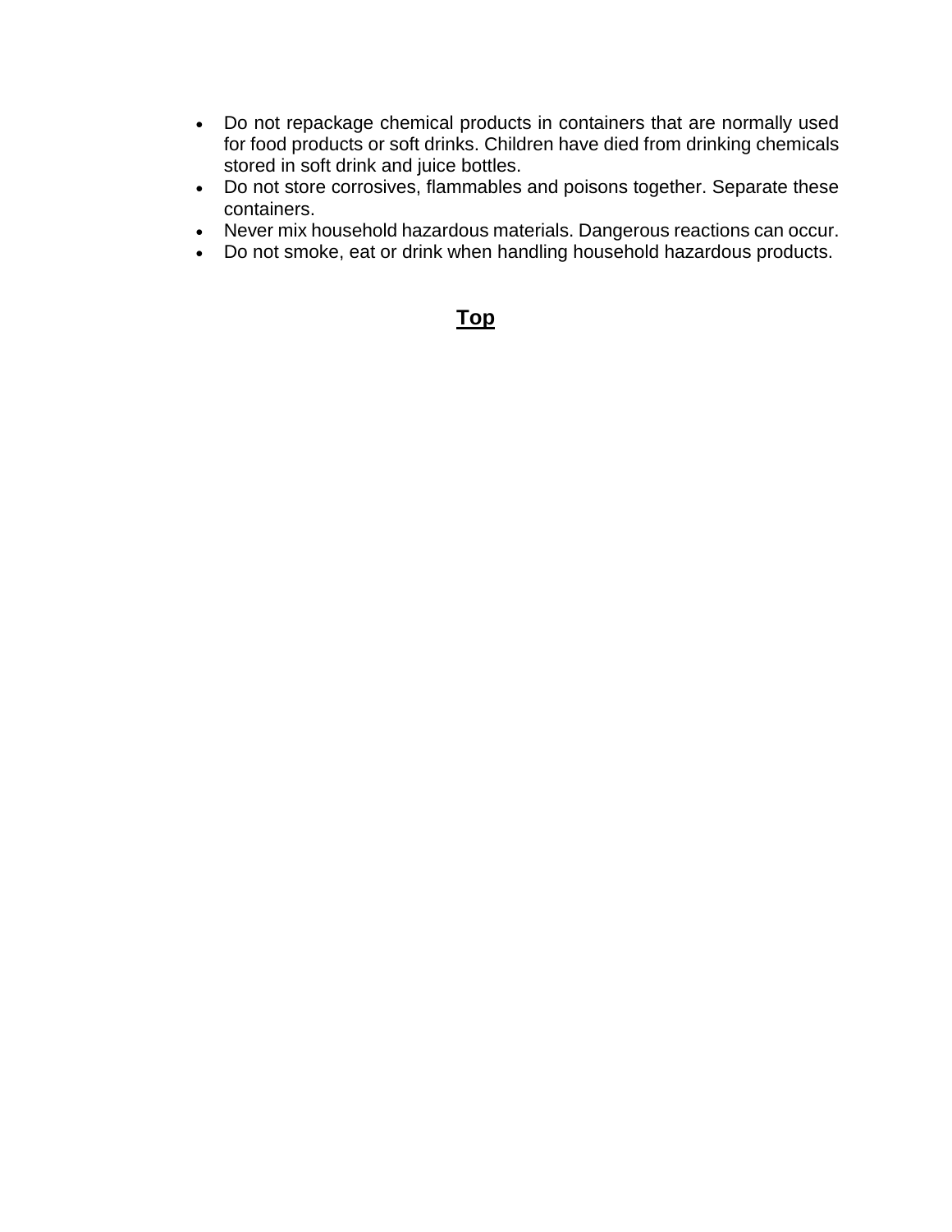- Do not repackage chemical products in containers that are normally used for food products or soft drinks. Children have died from drinking chemicals stored in soft drink and juice bottles.
- Do not store corrosives, flammables and poisons together. Separate these containers.
- Never mix household hazardous materials. Dangerous reactions can occur.
- Do not smoke, eat or drink when handling household hazardous products.

**Top**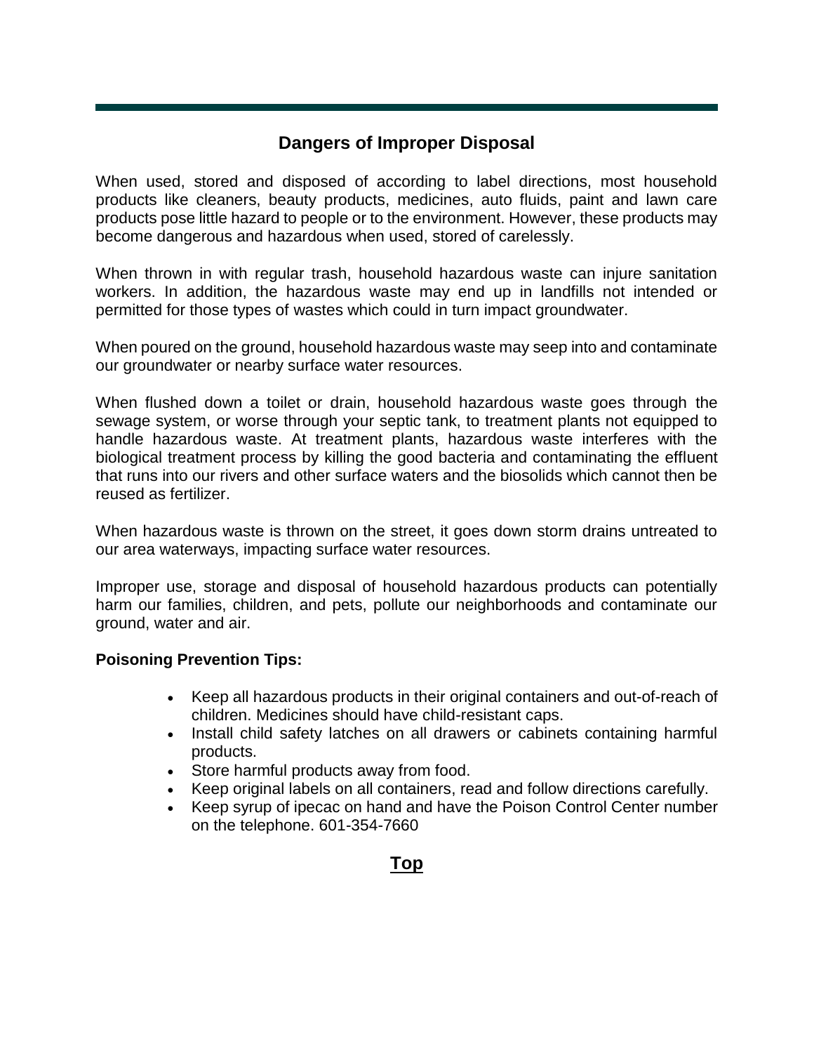## Dangers of Improper Disposal

When used, stored and disposed of according to label directions, most household products like cleaners, beauty products, medicines, auto fluids, paint and lawn care products pose little hazard to people or to the environment. However, these products may become dangerous and hazardous when used, stored of carelessly.

When thrown in with regular trash, household hazardous waste can injure sanitation workers. In addition, the hazardous waste may end up in landfills not intended or permitted for those types of wastes which could in turn impact groundwater.

When poured on the ground, household hazardous waste may seep into and contaminate our groundwater or nearby surface water resources.

When flushed down a toilet or drain, household hazardous waste goes through the sewage system, or worse through your septic tank, to treatment plants not equipped to handle hazardous waste. At treatment plants, hazardous waste interferes with the biological treatment process by killing the good bacteria and contaminating the effluent that runs into our rivers and other surface waters and the biosolids which cannot then be reused as fertilizer.

When hazardous waste is thrown on the street, it goes down storm drains untreated to our area waterways, impacting surface water resources.

Improper use, storage and disposal of household hazardous products can potentially harm our families, children, and pets, pollute our neighborhoods and contaminate our ground, water and air.

**Poisoning Prevention Tips:**

- Keep all hazardous products in their original containers and out-of-reach of children. Medicines should have child-resistant caps.
- Install child safety latches on all drawers or cabinets containing harmful products.
- Store harmful products away from food.
- Keep original labels on all containers, read and follow directions carefully.
- Keep syrup of ipecac on hand and have the Poison Control Center number on the telephone. 601-354-7660

**Top**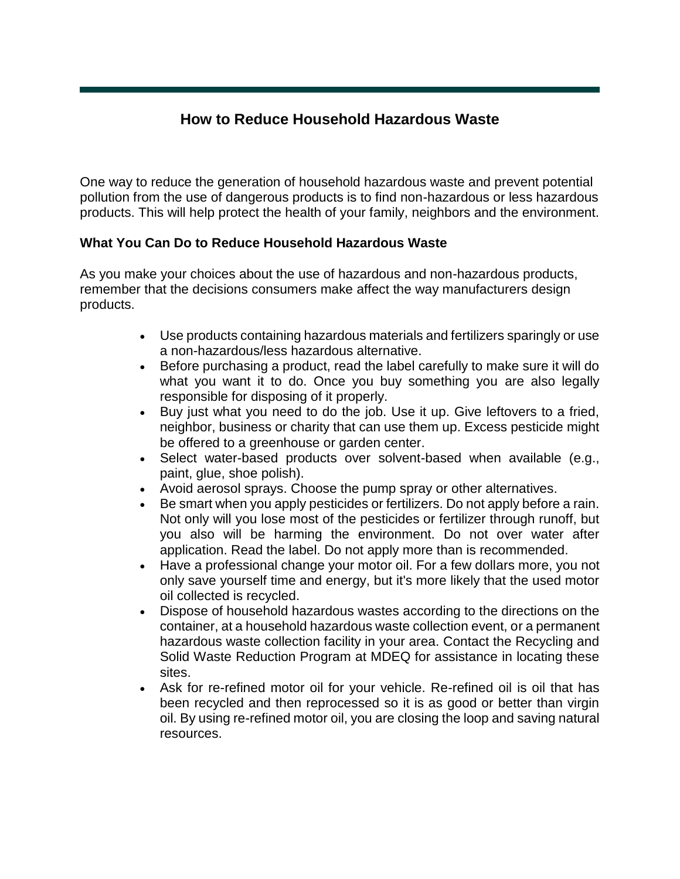## How to Reduce Household Hazardous Waste

One way to reduce the generation of household hazardous waste and prevent potential pollution from the use of dangerous products is to find non-hazardous or less hazardous products. This will help protect the health of your family, neighbors and the environment.

**What You Can Do to Reduce Household Hazardous Waste**

As you make your choices about the use of hazardous and non-hazardous products, remember that the decisions consumers make affect the way manufacturers design products.

- Use products containing hazardous materials and fertilizers sparingly or use a non-hazardous/less hazardous alternative.
- Before purchasing a product, read the label carefully to make sure it will do what you want it to do. Once you buy something you are also legally responsible for disposing of it properly.
- Buy just what you need to do the job. Use it up. Give leftovers to a fried, neighbor, business or charity that can use them up. Excess pesticide might be offered to a greenhouse or garden center.
- Select water-based products over solvent-based when available (e.g., paint, glue, shoe polish).
- Avoid aerosol sprays. Choose the pump spray or other alternatives.
- Be smart when you apply pesticides or fertilizers. Do not apply before a rain. Not only will you lose most of the pesticides or fertilizer through runoff, but you also will be harming the environment. Do not over water after application. Read the label. Do not apply more than is recommended.
- Have a professional change your motor oil. For a few dollars more, you not only save yourself time and energy, but it's more likely that the used motor oil collected is recycled.
- Dispose of household hazardous wastes according to the directions on the container, at a household hazardous waste collection event, or a permanent hazardous waste collection facility in your area. Contact the Recycling and Solid Waste Reduction Program at MDEQ for assistance in locating these sites.
- Ask for re-refined motor oil for your vehicle. Re-refined oil is oil that has been recycled and then reprocessed so it is as good or better than virgin oil. By using re-refined motor oil, you are closing the loop and saving natural resources.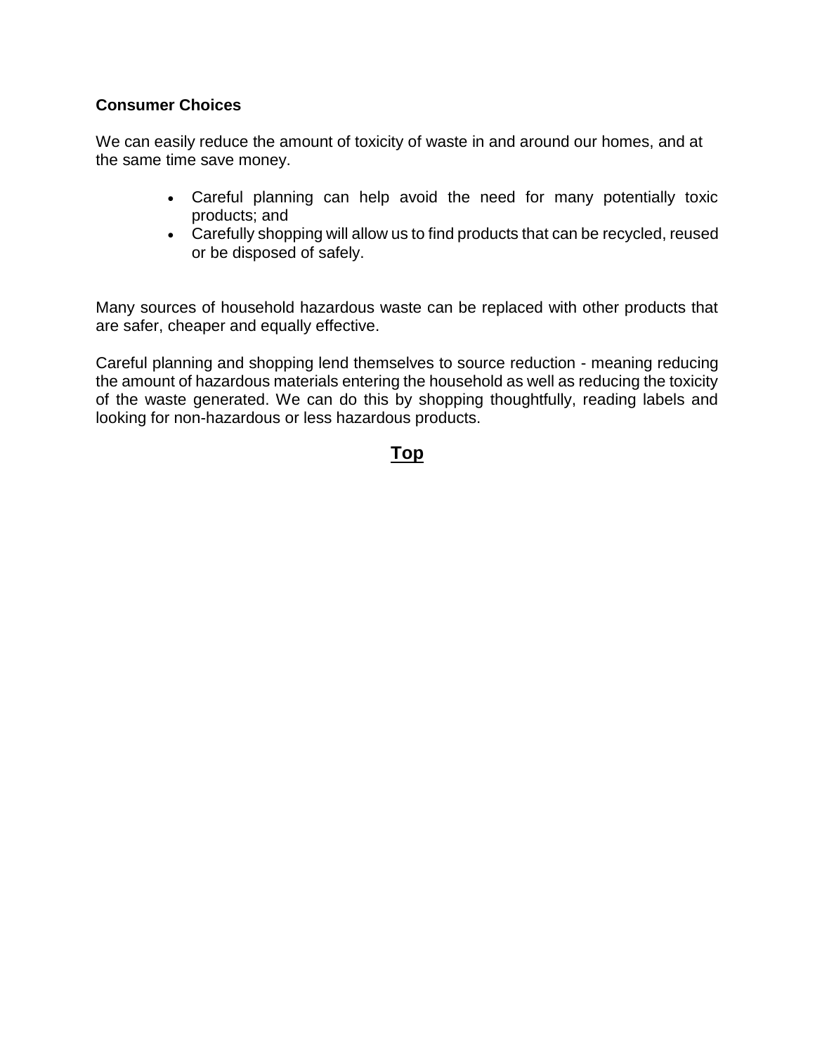**Consumer Choices**

We can easily reduce the amount of toxicity of waste in and around our homes, and at the same time save money.

- Careful planning can help avoid the need for many potentially toxic products; and
- Carefully shopping will allow us to find products that can be recycled, reused or be disposed of safely.

Many sources of household hazardous waste can be replaced with other products that are safer, cheaper and equally effective.

Careful planning and shopping lend themselves to source reduction - meaning reducing the amount of hazardous materials entering the household as well as reducing the toxicity of the waste generated. We can do this by shopping thoughtfully, reading labels and looking for non-hazardous or less hazardous products.

**Top**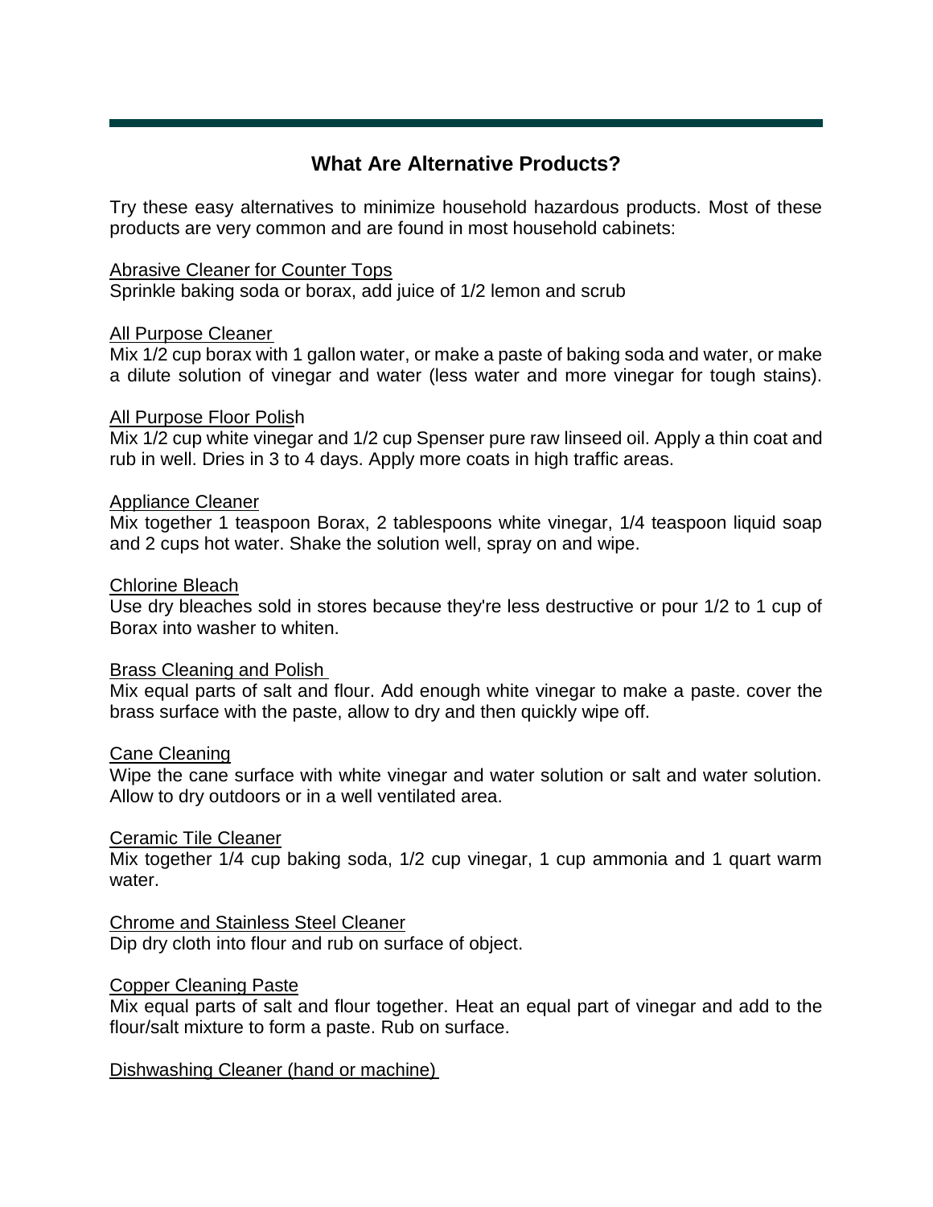## What Are Alternative Products?

Try these easy alternatives to minimize household hazardous products. Most of these products are very common and are found in most household cabinets:

Abrasive Cleaner for Counter Tops
Sprinkle baking soda or borax, add juice of 1/2 lemon and scrub

All Purpose Cleaner
Mix 1/2 cup borax with 1 gallon water, or make a paste of baking soda and water, or make a dilute solution of vinegar and water (less water and more vinegar for tough stains).

All Purpose Floor Polish
Mix 1/2 cup white vinegar and 1/2 cup Spenser pure raw linseed oil. Apply a thin coat and rub in well. Dries in 3 to 4 days. Apply more coats in high traffic areas.

Appliance Cleaner
Mix together 1 teaspoon Borax, 2 tablespoons white vinegar, 1/4 teaspoon liquid soap and 2 cups hot water. Shake the solution well, spray on and wipe.

Chlorine Bleach
Use dry bleaches sold in stores because they're less destructive or pour 1/2 to 1 cup of Borax into washer to whiten.

Brass Cleaning and Polish
Mix equal parts of salt and flour. Add enough white vinegar to make a paste. cover the brass surface with the paste, allow to dry and then quickly wipe off.

Cane Cleaning
Wipe the cane surface with white vinegar and water solution or salt and water solution. Allow to dry outdoors or in a well ventilated area.

Ceramic Tile Cleaner
Mix together 1/4 cup baking soda, 1/2 cup vinegar, 1 cup ammonia and 1 quart warm water.

Chrome and Stainless Steel Cleaner
Dip dry cloth into flour and rub on surface of object.

Copper Cleaning Paste
Mix equal parts of salt and flour together. Heat an equal part of vinegar and add to the flour/salt mixture to form a paste. Rub on surface.

Dishwashing Cleaner (hand or machine)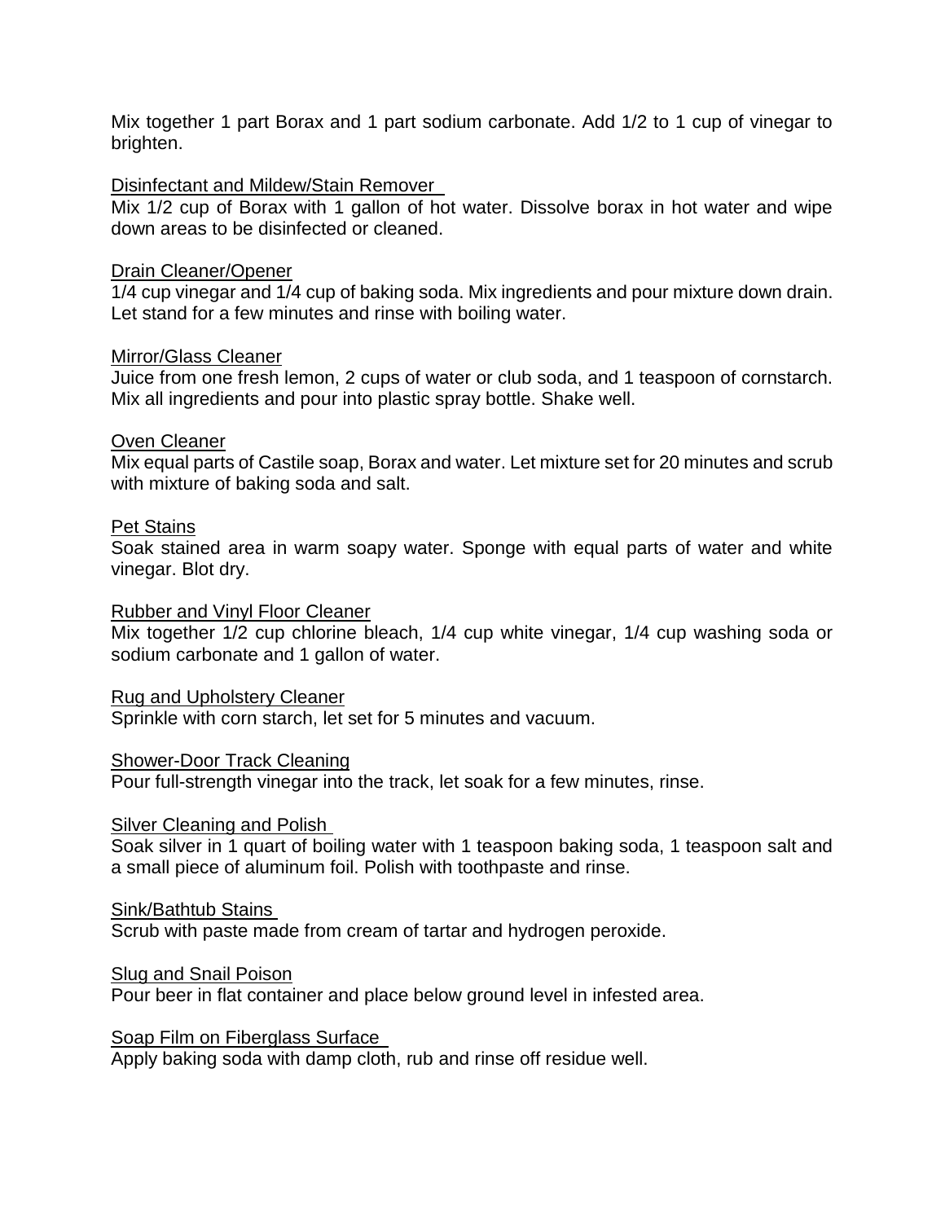Mix together 1 part Borax and 1 part sodium carbonate. Add 1/2 to 1 cup of vinegar to brighten.

Disinfectant and Mildew/Stain Remover

Mix 1/2 cup of Borax with 1 gallon of hot water. Dissolve borax in hot water and wipe down areas to be disinfected or cleaned.

Drain Cleaner/Opener

1/4 cup vinegar and 1/4 cup of baking soda. Mix ingredients and pour mixture down drain. Let stand for a few minutes and rinse with boiling water.

Mirror/Glass Cleaner

Juice from one fresh lemon, 2 cups of water or club soda, and 1 teaspoon of cornstarch. Mix all ingredients and pour into plastic spray bottle. Shake well.

Oven Cleaner

Mix equal parts of Castile soap, Borax and water. Let mixture set for 20 minutes and scrub with mixture of baking soda and salt.

Pet Stains

Soak stained area in warm soapy water. Sponge with equal parts of water and white vinegar. Blot dry.

Rubber and Vinyl Floor Cleaner

Mix together 1/2 cup chlorine bleach, 1/4 cup white vinegar, 1/4 cup washing soda or sodium carbonate and 1 gallon of water.

Rug and Upholstery Cleaner

Sprinkle with corn starch, let set for 5 minutes and vacuum.

Shower-Door Track Cleaning

Pour full-strength vinegar into the track, let soak for a few minutes, rinse.

Silver Cleaning and Polish

Soak silver in 1 quart of boiling water with 1 teaspoon baking soda, 1 teaspoon salt and a small piece of aluminum foil. Polish with toothpaste and rinse.

Sink/Bathtub Stains

Scrub with paste made from cream of tartar and hydrogen peroxide.

Slug and Snail Poison

Pour beer in flat container and place below ground level in infested area.

Soap Film on Fiberglass Surface

Apply baking soda with damp cloth, rub and rinse off residue well.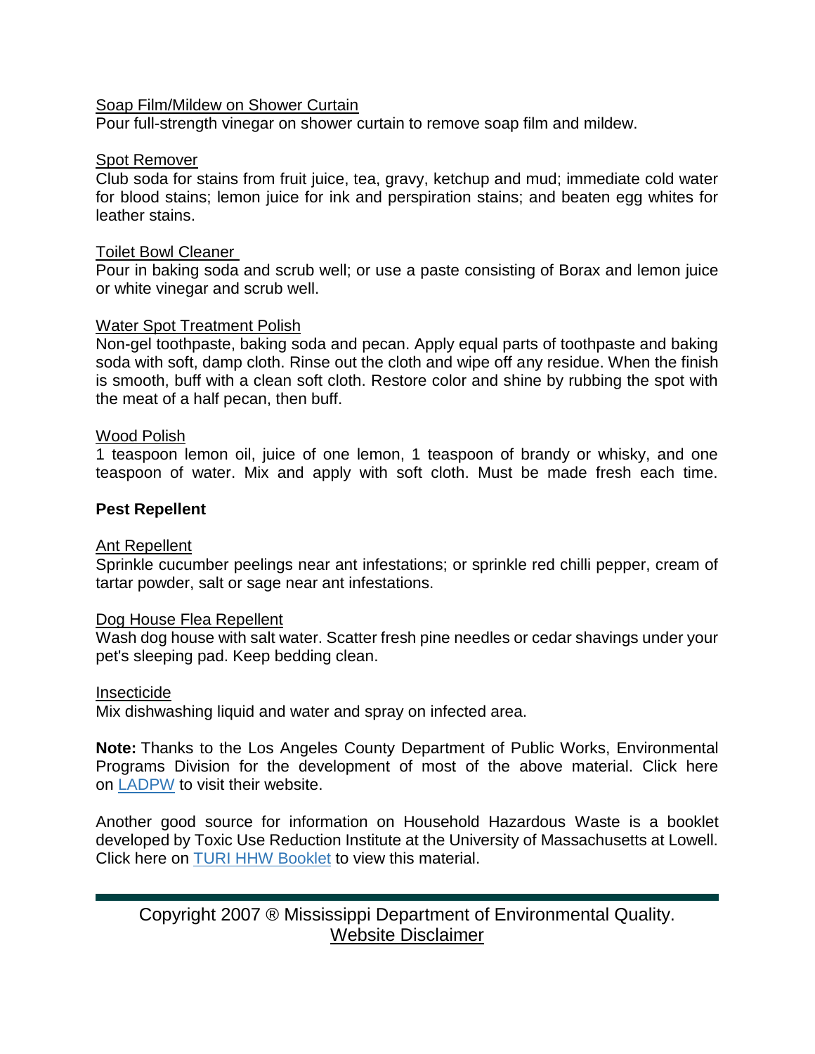Soap Film/Mildew on Shower Curtain
Pour full-strength vinegar on shower curtain to remove soap film and mildew.

Spot Remover
Club soda for stains from fruit juice, tea, gravy, ketchup and mud; immediate cold water for blood stains; lemon juice for ink and perspiration stains; and beaten egg whites for leather stains.

Toilet Bowl Cleaner
Pour in baking soda and scrub well; or use a paste consisting of Borax and lemon juice or white vinegar and scrub well.

Water Spot Treatment Polish
Non-gel toothpaste, baking soda and pecan. Apply equal parts of toothpaste and baking soda with soft, damp cloth. Rinse out the cloth and wipe off any residue. When the finish is smooth, buff with a clean soft cloth. Restore color and shine by rubbing the spot with the meat of a half pecan, then buff.

Wood Polish
1 teaspoon lemon oil, juice of one lemon, 1 teaspoon of brandy or whisky, and one teaspoon of water. Mix and apply with soft cloth. Must be made fresh each time.

**Pest Repellent**

Ant Repellent
Sprinkle cucumber peelings near ant infestations; or sprinkle red chilli pepper, cream of tartar powder, salt or sage near ant infestations.

Dog House Flea Repellent
Wash dog house with salt water. Scatter fresh pine needles or cedar shavings under your pet's sleeping pad. Keep bedding clean.

Insecticide
Mix dishwashing liquid and water and spray on infected area.

**Note:** Thanks to the Los Angeles County Department of Public Works, Environmental Programs Division for the development of most of the above material. Click here on LADPW to visit their website.

Another good source for information on Household Hazardous Waste is a booklet developed by Toxic Use Reduction Institute at the University of Massachusetts at Lowell. Click here on TURI HHW Booklet to view this material.

---

Copyright 2007 ® Mississippi Department of Environmental Quality.
Website Disclaimer